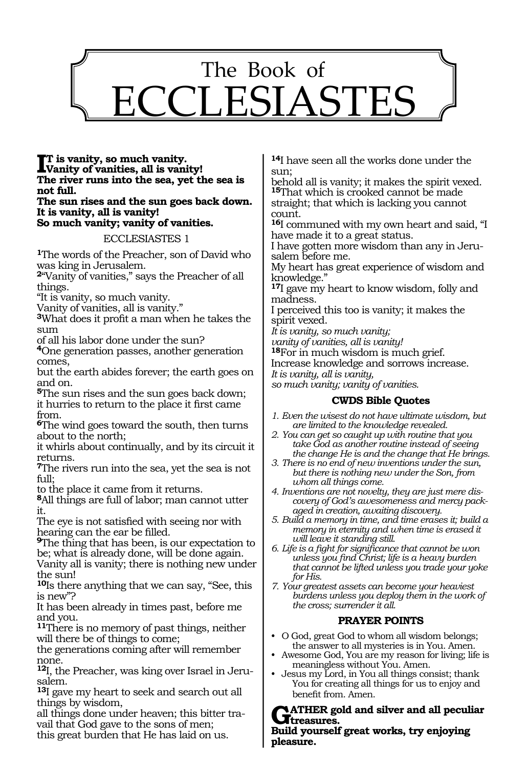# The Book of ECCLESIASTES

**IT is vanity, so much vanity.**
**Vanity of vanities, all is vanity!**
**The river runs into the sea, yet the sea is not full.**
**The sun rises and the sun goes back down.**
**It is vanity, all is vanity!**
**So much vanity; vanity of vanities.**

## ECCLESIASTES 1

**1**The words of the Preacher, son of David who was king in Jerusalem.
**2**"Vanity of vanities," says the Preacher of all things.
"It is vanity, so much vanity.
Vanity of vanities, all is vanity."
**3**What does it profit a man when he takes the sum
of all his labor done under the sun?
**4**One generation passes, another generation comes,
but the earth abides forever; the earth goes on and on.
**5**The sun rises and the sun goes back down;
it hurries to return to the place it first came from.
**6**The wind goes toward the south, then turns about to the north;
it whirls about continually, and by its circuit it returns.
**7**The rivers run into the sea, yet the sea is not full;
to the place it came from it returns.
**8**All things are full of labor; man cannot utter it.
The eye is not satisfied with seeing nor with hearing can the ear be filled.
**9**The thing that has been, is our expectation to be; what is already done, will be done again.
Vanity all is vanity; there is nothing new under the sun!
**10**Is there anything that we can say, "See, this is new"?
It has been already in times past, before me and you.
**11**There is no memory of past things, neither will there be of things to come;
the generations coming after will remember none.
**12**I, the Preacher, was king over Israel in Jerusalem.
**13**I gave my heart to seek and search out all things by wisdom,
all things done under heaven; this bitter travail that God gave to the sons of men;
this great burden that He has laid on us.
**14**I have seen all the works done under the sun;
behold all is vanity; it makes the spirit vexed.
**15**That which is crooked cannot be made straight; that which is lacking you cannot count.
**16**I communed with my own heart and said, "I have made it to a great status.
I have gotten more wisdom than any in Jerusalem before me.
My heart has great experience of wisdom and knowledge."
**17**I gave my heart to know wisdom, folly and madness.
I perceived this too is vanity; it makes the spirit vexed.
*It is vanity, so much vanity;*
*vanity of vanities, all is vanity!*
**18**For in much wisdom is much grief.
Increase knowledge and sorrows increase.
*It is vanity, all is vanity,*
*so much vanity; vanity of vanities.*

### CWDS Bible Quotes

1. *Even the wisest do not have ultimate wisdom, but are limited to the knowledge revealed.*
2. *You can get so caught up with routine that you take God as another routine instead of seeing the change He is and the change that He brings.*
3. *There is no end of new inventions under the sun, but there is nothing new under the Son, from whom all things come.*
4. *Inventions are not novelty, they are just mere discovery of God's awesomeness and mercy packaged in creation, awaiting discovery.*
5. *Build a memory in time, and time erases it; build a memory in eternity and when time is erased it will leave it standing still.*
6. *Life is a fight for significance that cannot be won unless you find Christ; life is a heavy burden that cannot be lifted unless you trade your yoke for His.*
7. *Your greatest assets can become your heaviest burdens unless you deploy them in the work of the cross; surrender it all.*

### PRAYER POINTS

- O God, great God to whom all wisdom belongs; the answer to all mysteries is in You. Amen.
- Awesome God, You are my reason for living; life is meaningless without You. Amen.
- Jesus my Lord, in You all things consist; thank You for creating all things for us to enjoy and benefit from. Amen.

**GATHER gold and silver and all peculiar treasures.**
**Build yourself great works, try enjoying pleasure.**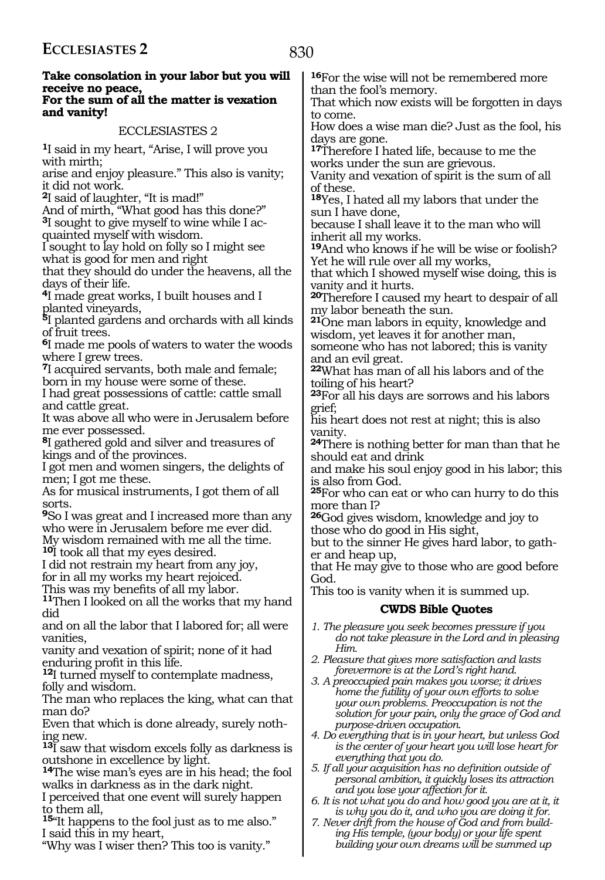**Take consolation in your labor but you will receive no peace,**
**For the sum of all the matter is vexation and vanity!**

ECCLESIASTES 2

[1]I said in my heart, "Arise, I will prove you with mirth;
arise and enjoy pleasure." This also is vanity; it did not work.
[2]I said of laughter, "It is mad!"
And of mirth, "What good has this done?"
[3]I sought to give myself to wine while I acquainted myself with wisdom.
I sought to lay hold on folly so I might see what is good for men and right
that they should do under the heavens, all the days of their life.
[4]I made great works, I built houses and I planted vineyards,
[5]I planted gardens and orchards with all kinds of fruit trees.
[6]I made me pools of waters to water the woods where I grew trees.
[7]I acquired servants, both male and female; born in my house were some of these.
I had great possessions of cattle: cattle small and cattle great.
It was above all who were in Jerusalem before me ever possessed.
[8]I gathered gold and silver and treasures of kings and of the provinces.
I got men and women singers, the delights of men; I got me these.
As for musical instruments, I got them of all sorts.
[9]So I was great and I increased more than any who were in Jerusalem before me ever did.
My wisdom remained with me all the time.
[10]I took all that my eyes desired.
I did not restrain my heart from any joy,
for in all my works my heart rejoiced.
This was my benefits of all my labor.
[11]Then I looked on all the works that my hand did
and on all the labor that I labored for; all were vanities,
vanity and vexation of spirit; none of it had enduring profit in this life.
[12]I turned myself to contemplate madness, folly and wisdom.
The man who replaces the king, what can that man do?
Even that which is done already, surely nothing new.
[13]I saw that wisdom excels folly as darkness is outshone in excellence by light.
[14]The wise man's eyes are in his head; the fool walks in darkness as in the dark night.
I perceived that one event will surely happen to them all,
[15]"It happens to the fool just as to me also."
I said this in my heart,
"Why was I wiser then? This too is vanity."
[16]For the wise will not be remembered more than the fool's memory.
That which now exists will be forgotten in days to come.
How does a wise man die? Just as the fool, his days are gone.
[17]Therefore I hated life, because to me the works under the sun are grievous.
Vanity and vexation of spirit is the sum of all of these.
[18]Yes, I hated all my labors that under the sun I have done,
because I shall leave it to the man who will inherit all my works.
[19]And who knows if he will be wise or foolish?
Yet he will rule over all my works,
that which I showed myself wise doing, this is vanity and it hurts.
[20]Therefore I caused my heart to despair of all my labor beneath the sun.
[21]One man labors in equity, knowledge and wisdom, yet leaves it for another man,
someone who has not labored; this is vanity and an evil great.
[22]What has man of all his labors and of the toiling of his heart?
[23]For all his days are sorrows and his labors grief;
his heart does not rest at night; this is also vanity.
[24]There is nothing better for man than that he should eat and drink
and make his soul enjoy good in his labor; this is also from God.
[25]For who can eat or who can hurry to do this more than I?
[26]God gives wisdom, knowledge and joy to those who do good in His sight,
but to the sinner He gives hard labor, to gather and heap up,
that He may give to those who are good before God.
This too is vanity when it is summed up.

### CWDS Bible Quotes

1. *The pleasure you seek becomes pressure if you do not take pleasure in the Lord and in pleasing Him.*
2. *Pleasure that gives more satisfaction and lasts forevermore is at the Lord's right hand.*
3. *A preoccupied pain makes you worse; it drives home the futility of your own efforts to solve your own problems. Preoccupation is not the solution for your pain, only the grace of God and purpose-driven occupation.*
4. *Do everything that is in your heart, but unless God is the center of your heart you will lose heart for everything that you do.*
5. *If all your acquisition has no definition outside of personal ambition, it quickly loses its attraction and you lose your affection for it.*
6. *It is not what you do and how good you are at it, it is why you do it, and who you are doing it for.*
7. *Never drift from the house of God and from building His temple, (your body) or your life spent building your own dreams will be summed up*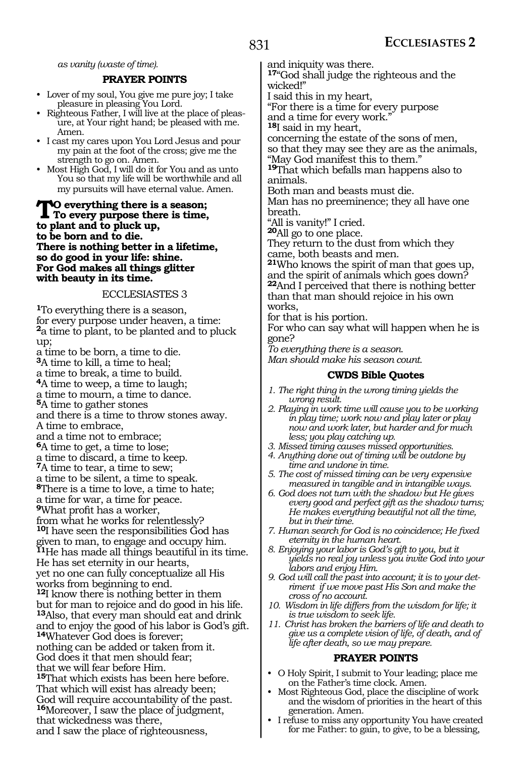*as vanity (waste of time).*

### PRAYER POINTS

- Lover of my soul, You give me pure joy; I take pleasure in pleasing You Lord.
- Righteous Father, I will live at the place of pleasure, at Your right hand; be pleased with me. Amen.
- I cast my cares upon You Lord Jesus and pour my pain at the foot of the cross; give me the strength to go on. Amen.
- Most High God, I will do it for You and as unto You so that my life will be worthwhile and all my pursuits will have eternal value. Amen.

**TO everything there is a season;
To every purpose there is time,
to plant and to pluck up,
to be born and to die.
There is nothing better in a lifetime,
so do good in your life: shine.
For God makes all things glitter
with beauty in its time.**

ECCLESIASTES 3

[1]To everything there is a season,
for every purpose under heaven, a time:
[2]a time to plant, to be planted and to pluck up;
a time to be born, a time to die.
[3]A time to kill, a time to heal;
a time to break, a time to build.
[4]A time to weep, a time to laugh;
a time to mourn, a time to dance.
[5]A time to gather stones
and there is a time to throw stones away.
A time to embrace,
and a time not to embrace;
[6]A time to get, a time to lose;
a time to discard, a time to keep.
[7]A time to tear, a time to sew;
a time to be silent, a time to speak.
[8]There is a time to love, a time to hate;
a time for war, a time for peace.
[9]What profit has a worker,
from what he works for relentlessly?
[10]I have seen the responsibilities God has given to man, to engage and occupy him.
[11]He has made all things beautiful in its time.
He has set eternity in our hearts,
yet no one can fully conceptualize all His works from beginning to end.
[12]I know there is nothing better in them
but for man to rejoice and do good in his life.
[13]Also, that every man should eat and drink
and to enjoy the good of his labor is God's gift.
[14]Whatever God does is forever;
nothing can be added or taken from it.
God does it that men should fear;
that we will fear before Him.
[15]That which exists has been here before.
That which will exist has already been;
God will require accountability of the past.
[16]Moreover, I saw the place of judgment,
that wickedness was there,
and I saw the place of righteousness,
and iniquity was there.
[17]"God shall judge the righteous and the wicked!"
I said this in my heart,
"For there is a time for every purpose
and a time for every work."
[18]I said in my heart,
concerning the estate of the sons of men,
so that they may see they are as the animals,
"May God manifest this to them."
[19]That which befalls man happens also to animals.
Both man and beasts must die.
Man has no preeminence; they all have one breath.
"All is vanity!" I cried.
[20]All go to one place.
They return to the dust from which they came, both beasts and men.
[21]Who knows the spirit of man that goes up,
and the spirit of animals which goes down?
[22]And I perceived that there is nothing better than that man should rejoice in his own works,
for that is his portion.
For who can say what will happen when he is gone?
*To everything there is a season.
Man should make his season count.*

### CWDS Bible Quotes

1. *The right thing in the wrong timing yields the wrong result.*
2. *Playing in work time will cause you to be working in play time; work now and play later or play now and work later, but harder and for much less; you play catching up.*
3. *Missed timing causes missed opportunities.*
4. *Anything done out of timing will be outdone by time and undone in time.*
5. *The cost of missed timing can be very expensive measured in tangible and in intangible ways.*
6. *God does not turn with the shadow but He gives every good and perfect gift as the shadow turns; He makes everything beautiful not all the time, but in their time.*
7. *Human search for God is no coincidence; He fixed eternity in the human heart.*
8. *Enjoying your labor is God's gift to you, but it yields no real joy unless you invite God into your labors and enjoy Him.*
9. *God will call the past into account; it is to your detriment if we move past His Son and make the cross of no account.*
10. *Wisdom in life differs from the wisdom for life; it is true wisdom to seek life.*
11. *Christ has broken the barriers of life and death to give us a complete vision of life, of death, and of life after death, so we may prepare.*

### PRAYER POINTS

- O Holy Spirit, I submit to Your leading; place me on the Father's time clock. Amen.
- Most Righteous God, place the discipline of work and the wisdom of priorities in the heart of this generation. Amen.
- I refuse to miss any opportunity You have created for me Father: to gain, to give, to be a blessing,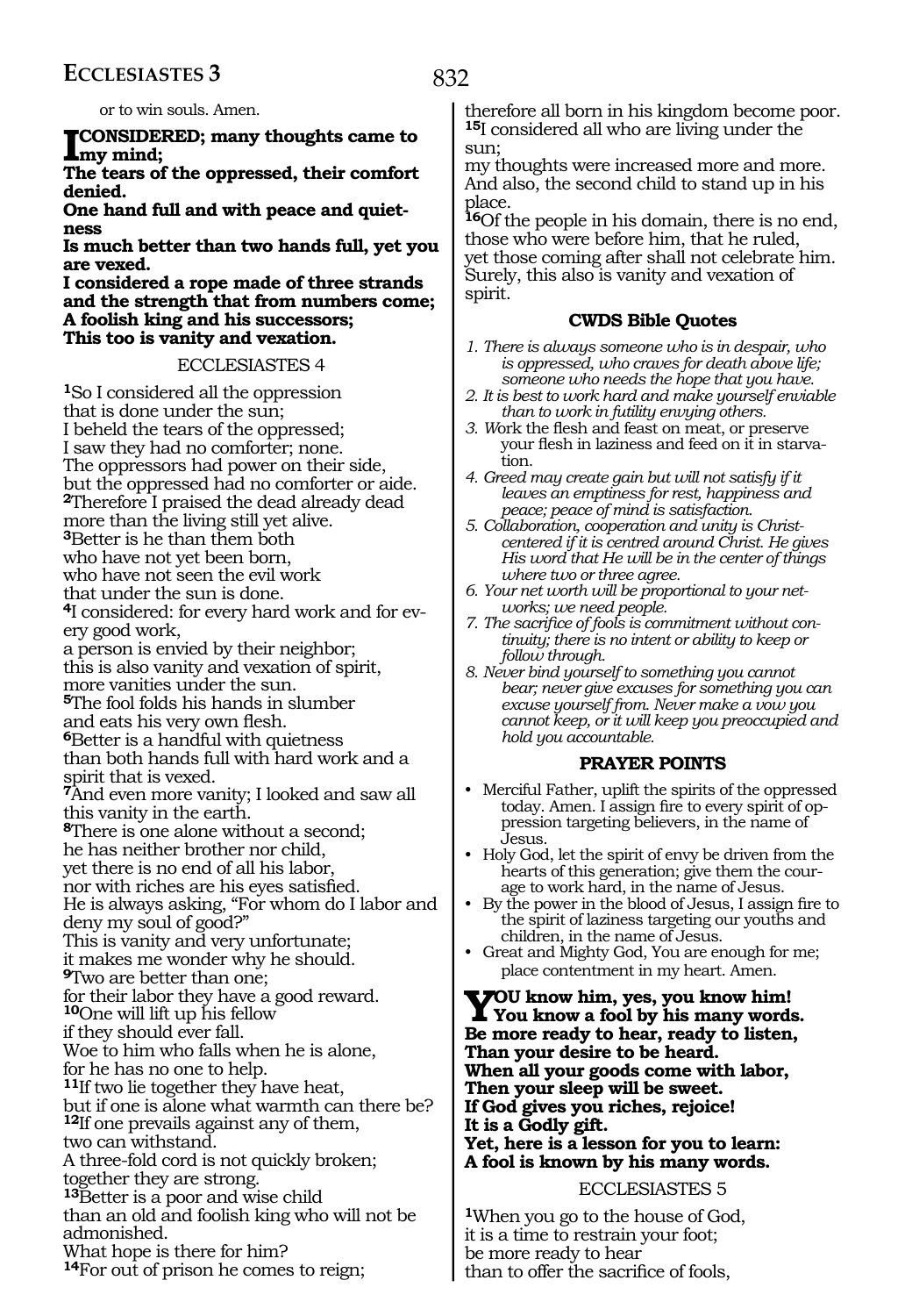or to win souls. Amen.

**I CONSIDERED; many thoughts came to my mind;**
**The tears of the oppressed, their comfort denied.**
**One hand full and with peace and quietness**
**Is much better than two hands full, yet you are vexed.**
**I considered a rope made of three strands and the strength that from numbers come;**
**A foolish king and his successors;**
**This too is vanity and vexation.**

## ECCLESIASTES 4

**1**So I considered all the oppression
that is done under the sun;
I beheld the tears of the oppressed;
I saw they had no comforter; none.
The oppressors had power on their side,
but the oppressed had no comforter or aide.
**2**Therefore I praised the dead already dead
more than the living still yet alive.
**3**Better is he than them both
who have not yet been born,
who have not seen the evil work
that under the sun is done.
**4**I considered: for every hard work and for every good work,
a person is envied by their neighbor;
this is also vanity and vexation of spirit,
more vanities under the sun.
**5**The fool folds his hands in slumber
and eats his very own flesh.
**6**Better is a handful with quietness
than both hands full with hard work and a spirit that is vexed.
**7**And even more vanity; I looked and saw all this vanity in the earth.
**8**There is one alone without a second;
he has neither brother nor child,
yet there is no end of all his labor,
nor with riches are his eyes satisfied.
He is always asking, "For whom do I labor and deny my soul of good?"
This is vanity and very unfortunate;
it makes me wonder why he should.
**9**Two are better than one;
for their labor they have a good reward.
**10**One will lift up his fellow
if they should ever fall.
Woe to him who falls when he is alone,
for he has no one to help.
**11**If two lie together they have heat,
but if one is alone what warmth can there be?
**12**If one prevails against any of them,
two can withstand.
A three-fold cord is not quickly broken;
together they are strong.
**13**Better is a poor and wise child
than an old and foolish king who will not be admonished.
What hope is there for him?
**14**For out of prison he comes to reign;
therefore all born in his kingdom become poor.
**15**I considered all who are living under the sun;
my thoughts were increased more and more.
And also, the second child to stand up in his place.
**16**Of the people in his domain, there is no end,
those who were before him, that he ruled,
yet those coming after shall not celebrate him.
Surely, this also is vanity and vexation of spirit.

### CWDS Bible Quotes

1. *There is always someone who is in despair, who is oppressed, who craves for death above life; someone who needs the hope that you have.*
2. *It is best to work hard and make yourself enviable than to work in futility envying others.*
3. *Work the flesh and feast on meat, or preserve your flesh in laziness and feed on it in starvation.*
4. *Greed may create gain but will not satisfy if it leaves an emptiness for rest, happiness and peace; peace of mind is satisfaction.*
5. *Collaboration, cooperation and unity is Christ-centered if it is centred around Christ. He gives His word that He will be in the center of things where two or three agree.*
6. *Your net worth will be proportional to your networks; we need people.*
7. *The sacrifice of fools is commitment without continuity; there is no intent or ability to keep or follow through.*
8. *Never bind yourself to something you cannot bear; never give excuses for something you can excuse yourself from. Never make a vow you cannot keep, or it will keep you preoccupied and hold you accountable.*

### PRAYER POINTS

- Merciful Father, uplift the spirits of the oppressed today. Amen. I assign fire to every spirit of oppression targeting believers, in the name of Jesus.
- Holy God, let the spirit of envy be driven from the hearts of this generation; give them the courage to work hard, in the name of Jesus.
- By the power in the blood of Jesus, I assign fire to the spirit of laziness targeting our youths and children, in the name of Jesus.
- Great and Mighty God, You are enough for me; place contentment in my heart. Amen.

**YOU know him, yes, you know him!**
**You know a fool by his many words.**
**Be more ready to hear, ready to listen,**
**Than your desire to be heard.**
**When all your goods come with labor,**
**Then your sleep will be sweet.**
**If God gives you riches, rejoice!**
**It is a Godly gift.**
**Yet, here is a lesson for you to learn:**
**A fool is known by his many words.**

## ECCLESIASTES 5

**1**When you go to the house of God,
it is a time to restrain your foot;
be more ready to hear
than to offer the sacrifice of fools,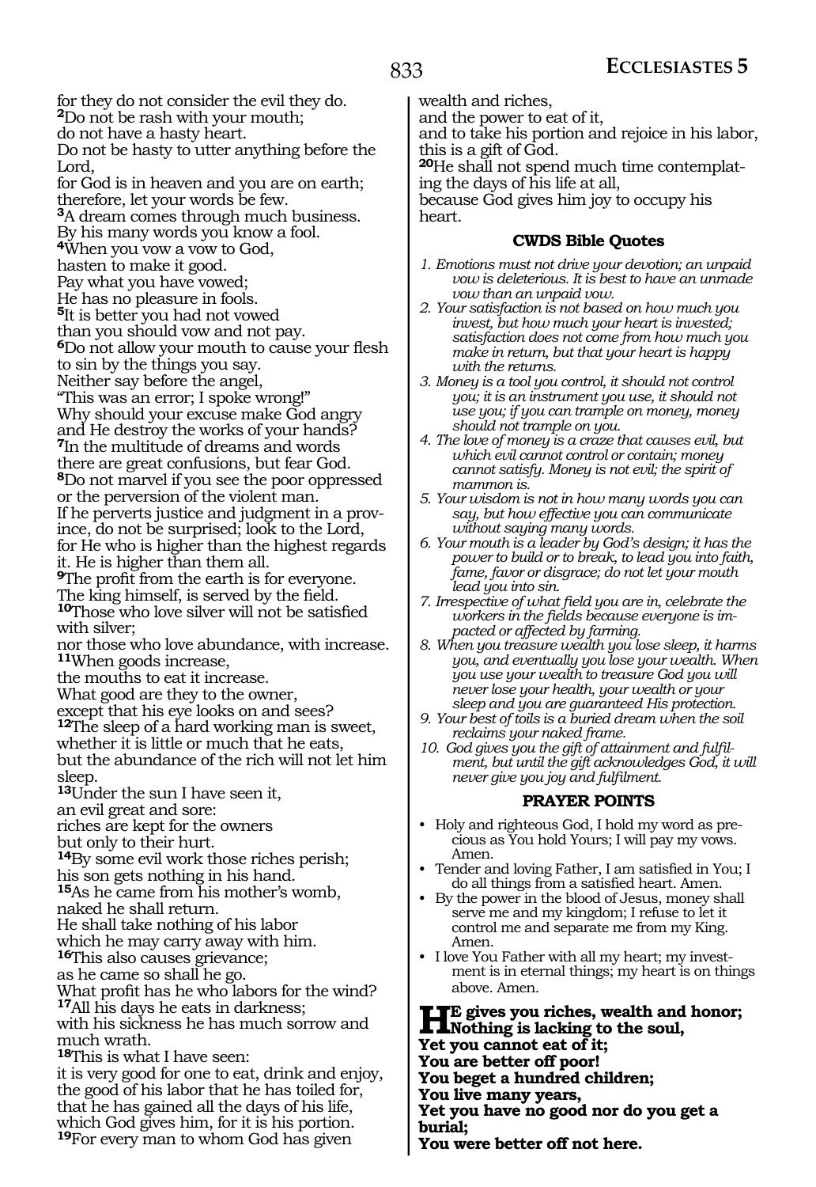for they do not consider the evil they do.
[2]Do not be rash with your mouth;
do not have a hasty heart.
Do not be hasty to utter anything before the Lord,
for God is in heaven and you are on earth;
therefore, let your words be few.
[3]A dream comes through much business.
By his many words you know a fool.
[4]When you vow a vow to God,
hasten to make it good.
Pay what you have vowed;
He has no pleasure in fools.
[5]It is better you had not vowed
than you should vow and not pay.
[6]Do not allow your mouth to cause your flesh to sin by the things you say.
Neither say before the angel,
"This was an error; I spoke wrong!"
Why should your excuse make God angry and He destroy the works of your hands?
[7]In the multitude of dreams and words
there are great confusions, but fear God.
[8]Do not marvel if you see the poor oppressed or the perversion of the violent man.
If he perverts justice and judgment in a province, do not be surprised; look to the Lord, for He who is higher than the highest regards it. He is higher than them all.
[9]The profit from the earth is for everyone.
The king himself, is served by the field.
[10]Those who love silver will not be satisfied with silver;
nor those who love abundance, with increase.
[11]When goods increase,
the mouths to eat it increase.
What good are they to the owner,
except that his eye looks on and sees?
[12]The sleep of a hard working man is sweet,
whether it is little or much that he eats,
but the abundance of the rich will not let him sleep.
[13]Under the sun I have seen it,
an evil great and sore:
riches are kept for the owners
but only to their hurt.
[14]By some evil work those riches perish;
his son gets nothing in his hand.
[15]As he came from his mother's womb,
naked he shall return.
He shall take nothing of his labor
which he may carry away with him.
[16]This also causes grievance;
as he came so shall he go.
What profit has he who labors for the wind?
[17]All his days he eats in darkness;
with his sickness he has much sorrow and much wrath.
[18]This is what I have seen:
it is very good for one to eat, drink and enjoy, the good of his labor that he has toiled for, that he has gained all the days of his life, which God gives him, for it is his portion.
[19]For every man to whom God has given
wealth and riches,
and the power to eat of it,
and to take his portion and rejoice in his labor,
this is a gift of God.
[20]He shall not spend much time contemplating the days of his life at all,
because God gives him joy to occupy his heart.

### CWDS Bible Quotes

1. *Emotions must not drive your devotion; an unpaid vow is deleterious. It is best to have an unmade vow than an unpaid vow.*
2. *Your satisfaction is not based on how much you invest, but how much your heart is invested; satisfaction does not come from how much you make in return, but that your heart is happy with the returns.*
3. *Money is a tool you control, it should not control you; it is an instrument you use, it should not use you; if you can trample on money, money should not trample on you.*
4. *The love of money is a craze that causes evil, but which evil cannot control or contain; money cannot satisfy. Money is not evil; the spirit of mammon is.*
5. *Your wisdom is not in how many words you can say, but how effective you can communicate without saying many words.*
6. *Your mouth is a leader by God's design; it has the power to build or to break, to lead you into faith, fame, favor or disgrace; do not let your mouth lead you into sin.*
7. *Irrespective of what field you are in, celebrate the workers in the fields because everyone is impacted or affected by farming.*
8. *When you treasure wealth you lose sleep, it harms you, and eventually you lose your wealth. When you use your wealth to treasure God you will never lose your health, your wealth or your sleep and you are guaranteed His protection.*
9. *Your best of toils is a buried dream when the soil reclaims your naked frame.*
10. *God gives you the gift of attainment and fulfilment, but until the gift acknowledges God, it will never give you joy and fulfilment.*

### PRAYER POINTS

- Holy and righteous God, I hold my word as precious as You hold Yours; I will pay my vows. Amen.
- Tender and loving Father, I am satisfied in You; I do all things from a satisfied heart. Amen.
- By the power in the blood of Jesus, money shall serve me and my kingdom; I refuse to let it control me and separate me from my King. Amen.
- I love You Father with all my heart; my investment is in eternal things; my heart is on things above. Amen.

**HE gives you riches, wealth and honor;**
**Nothing is lacking to the soul,**
**Yet you cannot eat of it;**
**You are better off poor!**
**You beget a hundred children;**
**You live many years,**
**Yet you have no good nor do you get a burial;**
**You were better off not here.**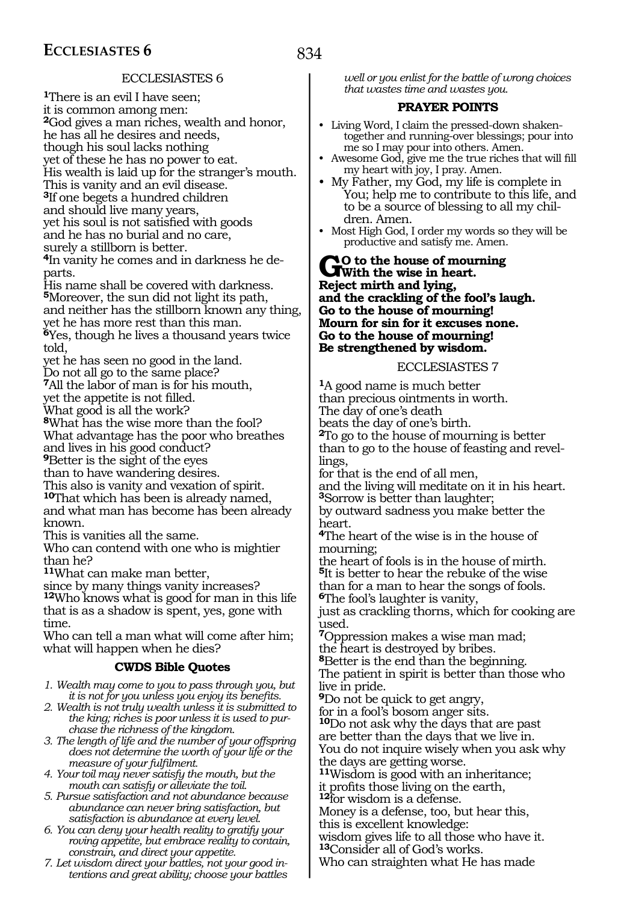## ECCLESIASTES 6

[1]There is an evil I have seen;
it is common among men:
[2]God gives a man riches, wealth and honor,
he has all he desires and needs,
though his soul lacks nothing
yet of these he has no power to eat.
His wealth is laid up for the stranger's mouth.
This is vanity and an evil disease.
[3]If one begets a hundred children
and should live many years,
yet his soul is not satisfied with goods
and he has no burial and no care,
surely a stillborn is better.
[4]In vanity he comes and in darkness he departs.
His name shall be covered with darkness.
[5]Moreover, the sun did not light its path,
and neither has the stillborn known any thing,
yet he has more rest than this man.
[6]Yes, though he lives a thousand years twice told,
yet he has seen no good in the land.
Do not all go to the same place?
[7]All the labor of man is for his mouth,
yet the appetite is not filled.
What good is all the work?
[8]What has the wise more than the fool?
What advantage has the poor who breathes
and lives in his good conduct?
[9]Better is the sight of the eyes
than to have wandering desires.
This also is vanity and vexation of spirit.
[10]That which has been is already named,
and what man has become has been already known.
This is vanities all the same.
Who can contend with one who is mightier than he?
[11]What can make man better,
since by many things vanity increases?
[12]Who knows what is good for man in this life
that is as a shadow is spent, yes, gone with time.
Who can tell a man what will come after him;
what will happen when he dies?

### CWDS Bible Quotes

1. *Wealth may come to you to pass through you, but it is not for you unless you enjoy its benefits.*
2. *Wealth is not truly wealth unless it is submitted to the king; riches is poor unless it is used to purchase the richness of the kingdom.*
3. *The length of life and the number of your offspring does not determine the worth of your life or the measure of your fulfilment.*
4. *Your toil may never satisfy the mouth, but the mouth can satisfy or alleviate the toil.*
5. *Pursue satisfaction and not abundance because abundance can never bring satisfaction, but satisfaction is abundance at every level.*
6. *You can deny your health reality to gratify your roving appetite, but embrace reality to contain, constrain, and direct your appetite.*
7. *Let wisdom direct your battles, not your good intentions and great ability; choose your battles well or you enlist for the battle of wrong choices that wastes time and wastes you.*

### PRAYER POINTS

- Living Word, I claim the pressed-down shaken-together and running-over blessings; pour into me so I may pour into others. Amen.
- Awesome God, give me the true riches that will fill my heart with joy, I pray. Amen.
- My Father, my God, my life is complete in You; help me to contribute to this life, and to be a source of blessing to all my children. Amen.
- Most High God, I order my words so they will be productive and satisfy me. Amen.

**GO to the house of mourning**
**With the wise in heart.**
**Reject mirth and lying,**
**and the crackling of the fool's laugh.**
**Go to the house of mourning!**
**Mourn for sin for it excuses none.**
**Go to the house of mourning!**
**Be strengthened by wisdom.**

## ECCLESIASTES 7

[1]A good name is much better
than precious ointments in worth.
The day of one's death
beats the day of one's birth.
[2]To go to the house of mourning is better
than to go to the house of feasting and revellings,
for that is the end of all men,
and the living will meditate on it in his heart.
[3]Sorrow is better than laughter;
by outward sadness you make better the heart.
[4]The heart of the wise is in the house of mourning;
the heart of fools is in the house of mirth.
[5]It is better to hear the rebuke of the wise
than for a man to hear the songs of fools.
[6]The fool's laughter is vanity,
just as crackling thorns, which for cooking are used.
[7]Oppression makes a wise man mad;
the heart is destroyed by bribes.
[8]Better is the end than the beginning.
The patient in spirit is better than those who live in pride.
[9]Do not be quick to get angry,
for in a fool's bosom anger sits.
[10]Do not ask why the days that are past
are better than the days that we live in.
You do not inquire wisely when you ask why the days are getting worse.
[11]Wisdom is good with an inheritance;
it profits those living on the earth,
[12]for wisdom is a defense.
Money is a defense, too, but hear this,
this is excellent knowledge:
wisdom gives life to all those who have it.
[13]Consider all of God's works.
Who can straighten what He has made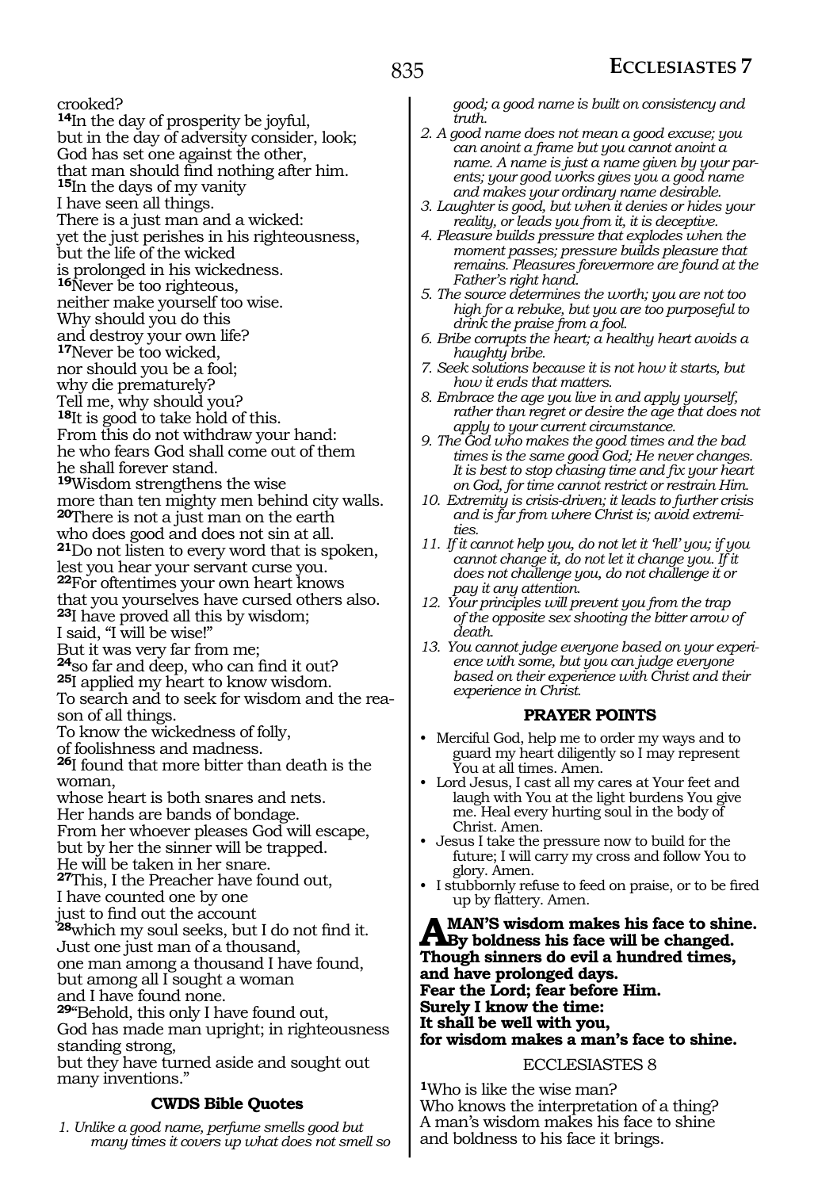crooked?

**14**In the day of prosperity be joyful,
but in the day of adversity consider, look;
God has set one against the other,
that man should find nothing after him.

**15**In the days of my vanity
I have seen all things.
There is a just man and a wicked:
yet the just perishes in his righteousness,
but the life of the wicked
is prolonged in his wickedness.

**16**Never be too righteous,
neither make yourself too wise.
Why should you do this
and destroy your own life?

**17**Never be too wicked,
nor should you be a fool;
why die prematurely?
Tell me, why should you?

**18**It is good to take hold of this.
From this do not withdraw your hand:
he who fears God shall come out of them
he shall forever stand.

**19**Wisdom strengthens the wise
more than ten mighty men behind city walls.

**20**There is not a just man on the earth
who does good and does not sin at all.

**21**Do not listen to every word that is spoken,
lest you hear your servant curse you.

**22**For oftentimes your own heart knows
that you yourselves have cursed others also.

**23**I have proved all this by wisdom;
I said, "I will be wise!"
But it was very far from me;

**24**so far and deep, who can find it out?

**25**I applied my heart to know wisdom.
To search and to seek for wisdom and the reason of all things.
To know the wickedness of folly,
of foolishness and madness.

**26**I found that more bitter than death is the woman,
whose heart is both snares and nets.
Her hands are bands of bondage.
From her whoever pleases God will escape,
but by her the sinner will be trapped.
He will be taken in her snare.

**27**This, I the Preacher have found out,
I have counted one by one
just to find out the account

**28**which my soul seeks, but I do not find it.
Just one just man of a thousand,
one man among a thousand I have found,
but among all I sought a woman
and I have found none.

**29**"Behold, this only I have found out,
God has made man upright; in righteousness standing strong,
but they have turned aside and sought out many inventions."

### CWDS Bible Quotes

1. *Unlike a good name, perfume smells good but many times it covers up what does not smell so good; a good name is built on consistency and truth.*
2. *A good name does not mean a good excuse; you can anoint a frame but you cannot anoint a name. A name is just a name given by your parents; your good works gives you a good name and makes your ordinary name desirable.*
3. *Laughter is good, but when it denies or hides your reality, or leads you from it, it is deceptive.*
4. *Pleasure builds pressure that explodes when the moment passes; pressure builds pleasure that remains. Pleasures forevermore are found at the Father's right hand.*
5. *The source determines the worth; you are not too high for a rebuke, but you are too purposeful to drink the praise from a fool.*
6. *Bribe corrupts the heart; a healthy heart avoids a haughty bribe.*
7. *Seek solutions because it is not how it starts, but how it ends that matters.*
8. *Embrace the age you live in and apply yourself, rather than regret or desire the age that does not apply to your current circumstance.*
9. *The God who makes the good times and the bad times is the same good God; He never changes. It is best to stop chasing time and fix your heart on God, for time cannot restrict or restrain Him.*
10. *Extremity is crisis-driven; it leads to further crisis and is far from where Christ is; avoid extremities.*
11. *If it cannot help you, do not let it 'hell' you; if you cannot change it, do not let it change you. If it does not challenge you, do not challenge it or pay it any attention.*
12. *Your principles will prevent you from the trap of the opposite sex shooting the bitter arrow of death.*
13. *You cannot judge everyone based on your experience with some, but you can judge everyone based on their experience with Christ and their experience in Christ.*

### PRAYER POINTS

- Merciful God, help me to order my ways and to guard my heart diligently so I may represent You at all times. Amen.
- Lord Jesus, I cast all my cares at Your feet and laugh with You at the light burdens You give me. Heal every hurting soul in the body of Christ. Amen.
- Jesus I take the pressure now to build for the future; I will carry my cross and follow You to glory. Amen.
- I stubbornly refuse to feed on praise, or to be fired up by flattery. Amen.

**A MAN'S wisdom makes his face to shine.
By boldness his face will be changed.
Though sinners do evil a hundred times,
and have prolonged days.
Fear the Lord; fear before Him.
Surely I know the time:
It shall be well with you,
for wisdom makes a man's face to shine.**

## ECCLESIASTES 8

**1**Who is like the wise man?
Who knows the interpretation of a thing?
A man's wisdom makes his face to shine
and boldness to his face it brings.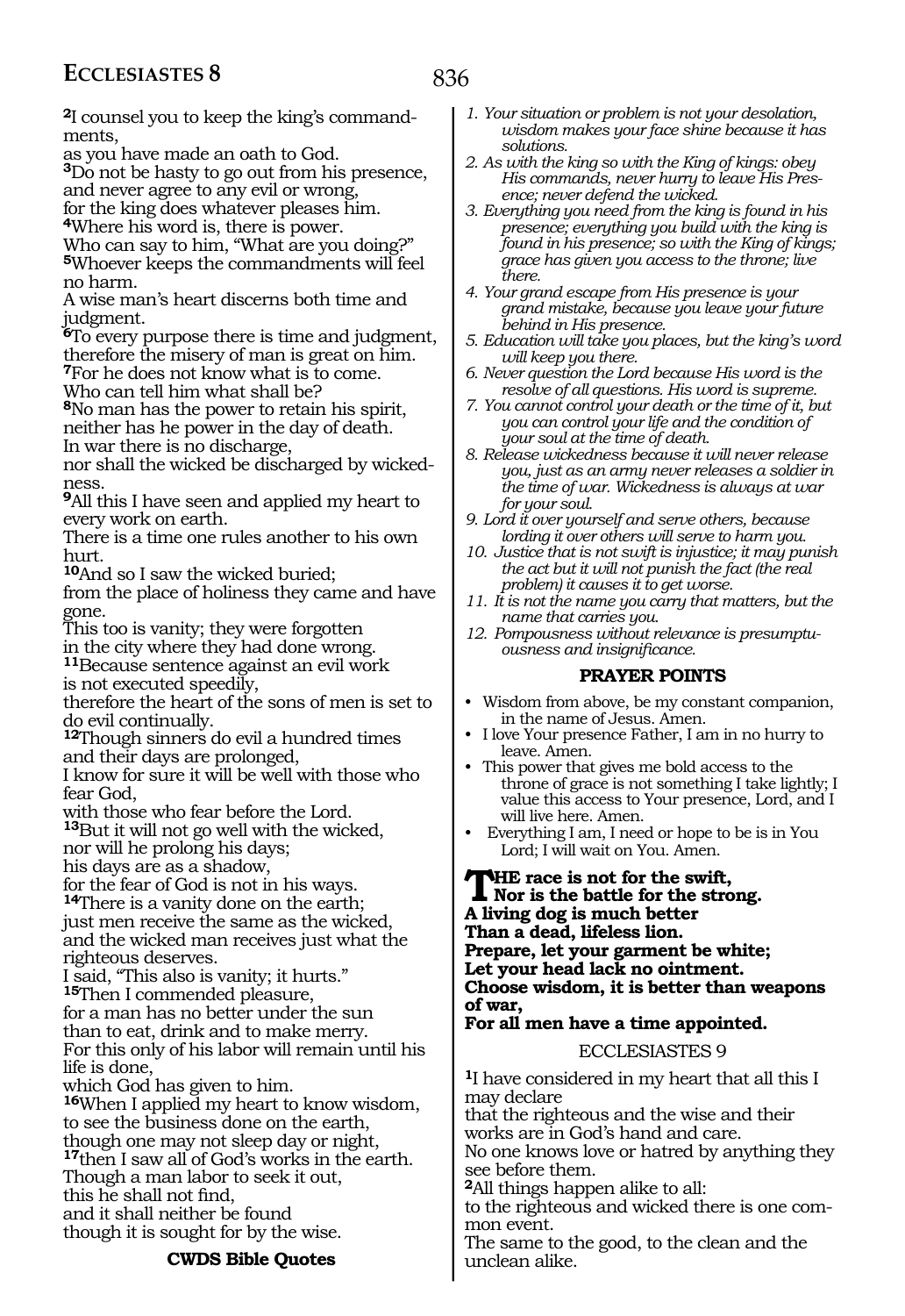[2]I counsel you to keep the king's commandments,
as you have made an oath to God.
[3]Do not be hasty to go out from his presence,
and never agree to any evil or wrong,
for the king does whatever pleases him.
[4]Where his word is, there is power.
Who can say to him, "What are you doing?"
[5]Whoever keeps the commandments will feel no harm.
A wise man's heart discerns both time and judgment.
[6]To every purpose there is time and judgment,
therefore the misery of man is great on him.
[7]For he does not know what is to come.
Who can tell him what shall be?
[8]No man has the power to retain his spirit,
neither has he power in the day of death.
In war there is no discharge,
nor shall the wicked be discharged by wickedness.
[9]All this I have seen and applied my heart to every work on earth.
There is a time one rules another to his own hurt.
[10]And so I saw the wicked buried;
from the place of holiness they came and have gone.
This too is vanity; they were forgotten
in the city where they had done wrong.
[11]Because sentence against an evil work
is not executed speedily,
therefore the heart of the sons of men is set to do evil continually.
[12]Though sinners do evil a hundred times
and their days are prolonged,
I know for sure it will be well with those who fear God,
with those who fear before the Lord.
[13]But it will not go well with the wicked,
nor will he prolong his days;
his days are as a shadow,
for the fear of God is not in his ways.
[14]There is a vanity done on the earth;
just men receive the same as the wicked,
and the wicked man receives just what the righteous deserves.
I said, "This also is vanity; it hurts."
[15]Then I commended pleasure,
for a man has no better under the sun
than to eat, drink and to make merry.
For this only of his labor will remain until his life is done,
which God has given to him.
[16]When I applied my heart to know wisdom,
to see the business done on the earth,
though one may not sleep day or night,
[17]then I saw all of God's works in the earth.
Though a man labor to seek it out,
this he shall not find,
and it shall neither be found
though it is sought for by the wise.

**CWDS Bible Quotes**

1. *Your situation or problem is not your desolation, wisdom makes your face shine because it has solutions.*
2. *As with the king so with the King of kings: obey His commands, never hurry to leave His Presence; never defend the wicked.*
3. *Everything you need from the king is found in his presence; everything you build with the king is found in his presence; so with the King of kings; grace has given you access to the throne; live there.*
4. *Your grand escape from His presence is your grand mistake, because you leave your future behind in His presence.*
5. *Education will take you places, but the king's word will keep you there.*
6. *Never question the Lord because His word is the resolve of all questions. His word is supreme.*
7. *You cannot control your death or the time of it, but you can control your life and the condition of your soul at the time of death.*
8. *Release wickedness because it will never release you, just as an army never releases a soldier in the time of war. Wickedness is always at war for your soul.*
9. *Lord it over yourself and serve others, because lording it over others will serve to harm you.*
10. *Justice that is not swift is injustice; it may punish the act but it will not punish the fact (the real problem) it causes it to get worse.*
11. *It is not the name you carry that matters, but the name that carries you.*
12. *Pompousness without relevance is presumptuousness and insignificance.*

**PRAYER POINTS**

- Wisdom from above, be my constant companion, in the name of Jesus. Amen.
- I love Your presence Father, I am in no hurry to leave. Amen.
- This power that gives me bold access to the throne of grace is not something I take lightly; I value this access to Your presence, Lord, and I will live here. Amen.
- Everything I am, I need or hope to be is in You Lord; I will wait on You. Amen.

**THE race is not for the swift,**
**Nor is the battle for the strong.**
**A living dog is much better**
**Than a dead, lifeless lion.**
**Prepare, let your garment be white;**
**Let your head lack no ointment.**
**Choose wisdom, it is better than weapons of war,**
**For all men have a time appointed.**

## ECCLESIASTES 9

[1]I have considered in my heart that all this I may declare
that the righteous and the wise and their works are in God's hand and care.
No one knows love or hatred by anything they see before them.
[2]All things happen alike to all:
to the righteous and wicked there is one common event.
The same to the good, to the clean and the unclean alike.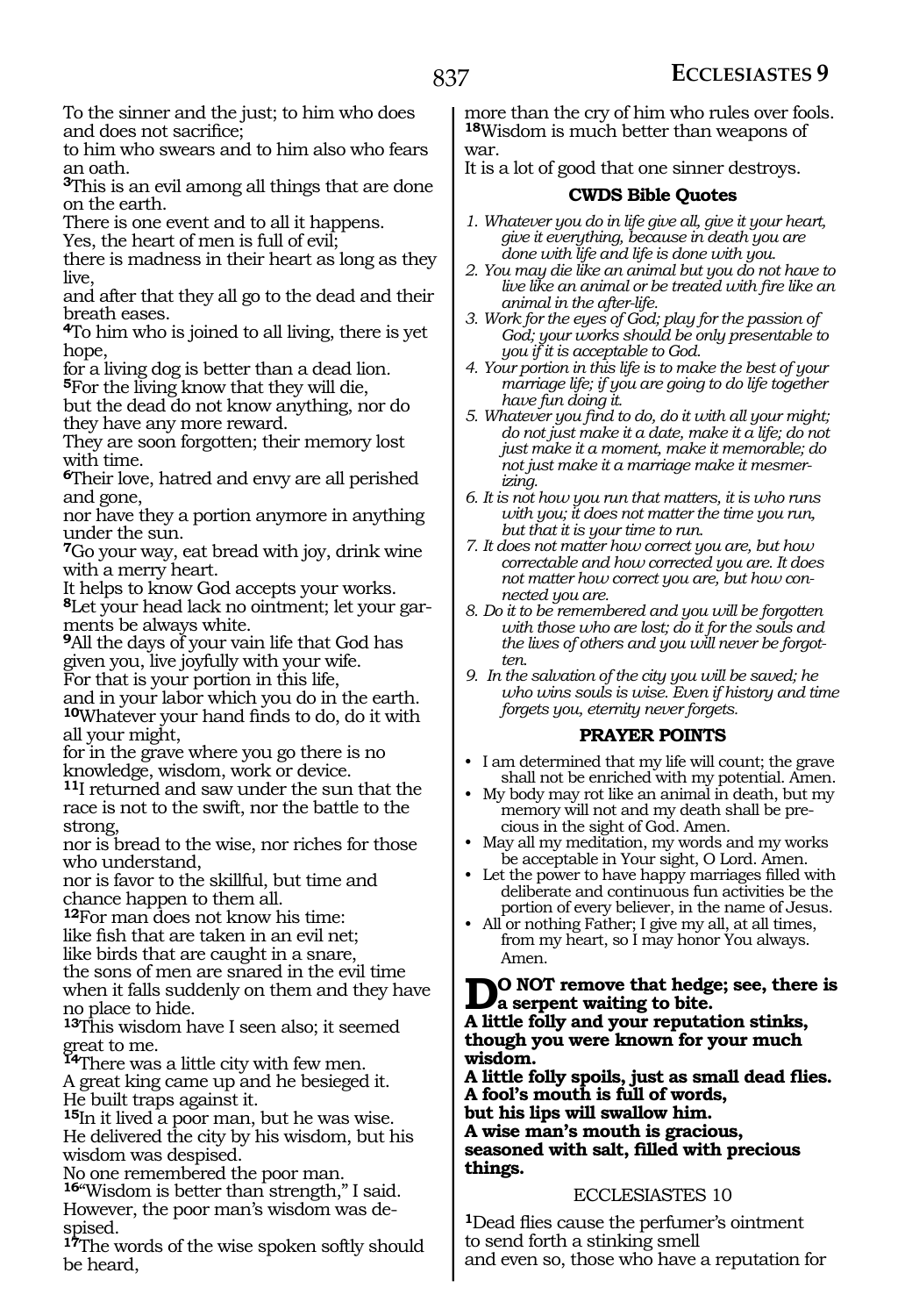To the sinner and the just; to him who does and does not sacrifice;
to him who swears and to him also who fears an oath.
[3]This is an evil among all things that are done on the earth.
There is one event and to all it happens.
Yes, the heart of men is full of evil;
there is madness in their heart as long as they live,
and after that they all go to the dead and their breath eases.
[4]To him who is joined to all living, there is yet hope,
for a living dog is better than a dead lion.
[5]For the living know that they will die,
but the dead do not know anything, nor do they have any more reward.
They are soon forgotten; their memory lost with time.
[6]Their love, hatred and envy are all perished and gone,
nor have they a portion anymore in anything under the sun.
[7]Go your way, eat bread with joy, drink wine with a merry heart.
It helps to know God accepts your works.
[8]Let your head lack no ointment; let your garments be always white.
[9]All the days of your vain life that God has given you, live joyfully with your wife.
For that is your portion in this life,
and in your labor which you do in the earth.
[10]Whatever your hand finds to do, do it with all your might,
for in the grave where you go there is no knowledge, wisdom, work or device.
[11]I returned and saw under the sun that the race is not to the swift, nor the battle to the strong,
nor is bread to the wise, nor riches for those who understand,
nor is favor to the skillful, but time and chance happen to them all.
[12]For man does not know his time:
like fish that are taken in an evil net;
like birds that are caught in a snare,
the sons of men are snared in the evil time when it falls suddenly on them and they have no place to hide.
[13]This wisdom have I seen also; it seemed great to me.
[14]There was a little city with few men.
A great king came up and he besieged it.
He built traps against it.
[15]In it lived a poor man, but he was wise.
He delivered the city by his wisdom, but his wisdom was despised.
No one remembered the poor man.
[16]"Wisdom is better than strength," I said.
However, the poor man's wisdom was despised.
[17]The words of the wise spoken softly should be heard,
more than the cry of him who rules over fools.
[18]Wisdom is much better than weapons of war.
It is a lot of good that one sinner destroys.

### CWDS Bible Quotes

1. *Whatever you do in life give all, give it your heart, give it everything, because in death you are done with life and life is done with you.*
2. *You may die like an animal but you do not have to live like an animal or be treated with fire like an animal in the after-life.*
3. *Work for the eyes of God; play for the passion of God; your works should be only presentable to you if it is acceptable to God.*
4. *Your portion in this life is to make the best of your marriage life; if you are going to do life together have fun doing it.*
5. *Whatever you find to do, do it with all your might; do not just make it a date, make it a life; do not just make it a moment, make it memorable; do not just make it a marriage make it mesmerizing.*
6. *It is not how you run that matters, it is who runs with you; it does not matter the time you run, but that it is your time to run.*
7. *It does not matter how correct you are, but how correctable and how corrected you are. It does not matter how correct you are, but how connected you are.*
8. *Do it to be remembered and you will be forgotten with those who are lost; do it for the souls and the lives of others and you will never be forgotten.*
9. *In the salvation of the city you will be saved; he who wins souls is wise. Even if history and time forgets you, eternity never forgets.*

### PRAYER POINTS

- I am determined that my life will count; the grave shall not be enriched with my potential. Amen.
- My body may rot like an animal in death, but my memory will not and my death shall be precious in the sight of God. Amen.
- May all my meditation, my words and my works be acceptable in Your sight, O Lord. Amen.
- Let the power to have happy marriages filled with deliberate and continuous fun activities be the portion of every believer, in the name of Jesus.
- All or nothing Father; I give my all, at all times, from my heart, so I may honor You always. Amen.

**DO NOT remove that hedge; see, there is a serpent waiting to bite.**
**A little folly and your reputation stinks, though you were known for your much wisdom.**
**A little folly spoils, just as small dead flies.**
**A fool's mouth is full of words,**
**but his lips will swallow him.**
**A wise man's mouth is gracious, seasoned with salt, filled with precious things.**

## ECCLESIASTES 10

[1]Dead flies cause the perfumer's ointment to send forth a stinking smell
and even so, those who have a reputation for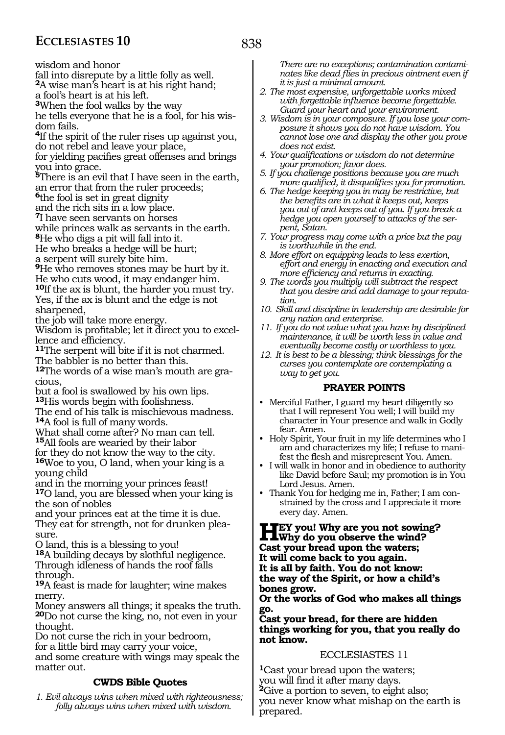wisdom and honor
fall into disrepute by a little folly as well.
[2]A wise man's heart is at his right hand;
a fool's heart is at his left.
[3]When the fool walks by the way
he tells everyone that he is a fool, for his wisdom fails.
[4]If the spirit of the ruler rises up against you,
do not rebel and leave your place,
for yielding pacifies great offenses and brings you into grace.
[5]There is an evil that I have seen in the earth,
an error that from the ruler proceeds;
[6]the fool is set in great dignity
and the rich sits in a low place.
[7]I have seen servants on horses
while princes walk as servants in the earth.
[8]He who digs a pit will fall into it.
He who breaks a hedge will be hurt;
a serpent will surely bite him.
[9]He who removes stones may be hurt by it.
He who cuts wood, it may endanger him.
[10]If the ax is blunt, the harder you must try.
Yes, if the ax is blunt and the edge is not sharpened,
the job will take more energy.
Wisdom is profitable; let it direct you to excellence and efficiency.
[11]The serpent will bite if it is not charmed.
The babbler is no better than this.
[12]The words of a wise man's mouth are gracious,
but a fool is swallowed by his own lips.
[13]His words begin with foolishness.
The end of his talk is mischievous madness.
[14]A fool is full of many words.
What shall come after? No man can tell.
[15]All fools are wearied by their labor
for they do not know the way to the city.
[16]Woe to you, O land, when your king is a young child
and in the morning your princes feast!
[17]O land, you are blessed when your king is the son of nobles
and your princes eat at the time it is due.
They eat for strength, not for drunken pleasure.
O land, this is a blessing to you!
[18]A building decays by slothful negligence.
Through idleness of hands the roof falls through.
[19]A feast is made for laughter; wine makes merry.
Money answers all things; it speaks the truth.
[20]Do not curse the king, no, not even in your thought.
Do not curse the rich in your bedroom,
for a little bird may carry your voice,
and some creature with wings may speak the matter out.

### CWDS Bible Quotes

1. *Evil always wins when mixed with righteousness; folly always wins when mixed with wisdom. There are no exceptions; contamination contaminates like dead flies in precious ointment even if it is just a minimal amount.*
2. *The most expensive, unforgettable works mixed with forgettable influence become forgettable. Guard your heart and your environment.*
3. *Wisdom is in your composure. If you lose your composure it shows you do not have wisdom. You cannot lose one and display the other you prove does not exist.*
4. *Your qualifications or wisdom do not determine your promotion; favor does.*
5. *If you challenge positions because you are much more qualified, it disqualifies you for promotion.*
6. *The hedge keeping you in may be restrictive, but the benefits are in what it keeps out, keeps you out of and keeps out of you. If you break a hedge you open yourself to attacks of the serpent, Satan.*
7. *Your progress may come with a price but the pay is worthwhile in the end.*
8. *More effort on equipping leads to less exertion, effort and energy in enacting and execution and more efficiency and returns in exacting.*
9. *The words you multiply will subtract the respect that you desire and add damage to your reputation.*
10. *Skill and discipline in leadership are desirable for any nation and enterprise.*
11. *If you do not value what you have by disciplined maintenance, it will be worth less in value and eventually become costly or worthless to you.*
12. *It is best to be a blessing; think blessings for the curses you contemplate are contemplating a way to get you.*

### PRAYER POINTS

- Merciful Father, I guard my heart diligently so that I will represent You well; I will build my character in Your presence and walk in Godly fear. Amen.
- Holy Spirit, Your fruit in my life determines who I am and characterizes my life; I refuse to manifest the flesh and misrepresent You. Amen.
- I will walk in honor and in obedience to authority like David before Saul; my promotion is in You Lord Jesus. Amen.
- Thank You for hedging me in, Father; I am constrained by the cross and I appreciate it more every day. Amen.

**HEY you! Why are you not sowing? Why do you observe the wind?
Cast your bread upon the waters;
It will come back to you again.
It is all by faith. You do not know:
the way of the Spirit, or how a child's bones grow.
Or the works of God who makes all things go.
Cast your bread, for there are hidden things working for you, that you really do not know.**

## ECCLESIASTES 11

[1]Cast your bread upon the waters;
you will find it after many days.
[2]Give a portion to seven, to eight also;
you never know what mishap on the earth is prepared.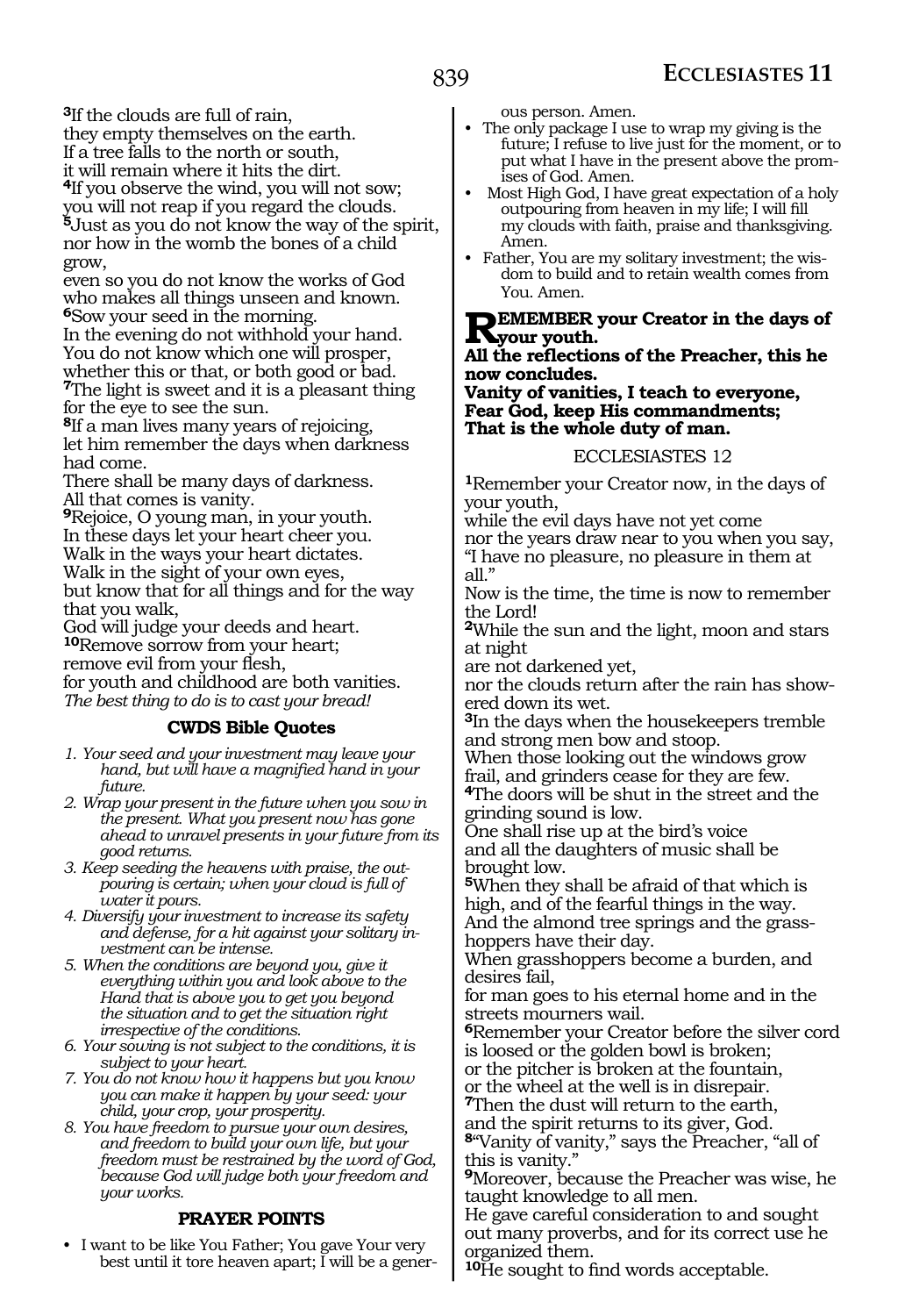**3**If the clouds are full of rain,
they empty themselves on the earth.
If a tree falls to the north or south,
it will remain where it hits the dirt.
**4**If you observe the wind, you will not sow;
you will not reap if you regard the clouds.
**5**Just as you do not know the way of the spirit,
nor how in the womb the bones of a child grow,
even so you do not know the works of God
who makes all things unseen and known.
**6**Sow your seed in the morning.
In the evening do not withhold your hand.
You do not know which one will prosper,
whether this or that, or both good or bad.
**7**The light is sweet and it is a pleasant thing
for the eye to see the sun.
**8**If a man lives many years of rejoicing,
let him remember the days when darkness had come.
There shall be many days of darkness.
All that comes is vanity.
**9**Rejoice, O young man, in your youth.
In these days let your heart cheer you.
Walk in the ways your heart dictates.
Walk in the sight of your own eyes,
but know that for all things and for the way that you walk,
God will judge your deeds and heart.
**10**Remove sorrow from your heart;
remove evil from your flesh,
for youth and childhood are both vanities.
*The best thing to do is to cast your bread!*

### CWDS Bible Quotes

1. *Your seed and your investment may leave your hand, but will have a magnified hand in your future.*
2. *Wrap your present in the future when you sow in the present. What you present now has gone ahead to unravel presents in your future from its good returns.*
3. *Keep seeding the heavens with praise, the outpouring is certain; when your cloud is full of water it pours.*
4. *Diversify your investment to increase its safety and defense, for a hit against your solitary investment can be intense.*
5. *When the conditions are beyond you, give it everything within you and look above to the Hand that is above you to get you beyond the situation and to get the situation right irrespective of the conditions.*
6. *Your sowing is not subject to the conditions, it is subject to your heart.*
7. *You do not know how it happens but you know you can make it happen by your seed: your child, your crop, your prosperity.*
8. *You have freedom to pursue your own desires, and freedom to build your own life, but your freedom must be restrained by the word of God, because God will judge both your freedom and your works.*

### PRAYER POINTS

- I want to be like You Father; You gave Your very best until it tore heaven apart; I will be a generous person. Amen.
- The only package I use to wrap my giving is the future; I refuse to live just for the moment, or to put what I have in the present above the promises of God. Amen.
- Most High God, I have great expectation of a holy outpouring from heaven in my life; I will fill my clouds with faith, praise and thanksgiving. Amen.
- Father, You are my solitary investment; the wisdom to build and to retain wealth comes from You. Amen.

**REMEMBER your Creator in the days of your youth.**
**All the reflections of the Preacher, this he now concludes.**
**Vanity of vanities, I teach to everyone,**
**Fear God, keep His commandments;**
**That is the whole duty of man.**

## ECCLESIASTES 12

**1**Remember your Creator now, in the days of your youth,
while the evil days have not yet come
nor the years draw near to you when you say,
"I have no pleasure, no pleasure in them at all."
Now is the time, the time is now to remember the Lord!
**2**While the sun and the light, moon and stars at night
are not darkened yet,
nor the clouds return after the rain has showered down its wet.
**3**In the days when the housekeepers tremble
and strong men bow and stoop.
When those looking out the windows grow frail, and grinders cease for they are few.
**4**The doors will be shut in the street and the grinding sound is low.
One shall rise up at the bird's voice
and all the daughters of music shall be brought low.
**5**When they shall be afraid of that which is high, and of the fearful things in the way.
And the almond tree springs and the grasshoppers have their day.
When grasshoppers become a burden, and desires fail,
for man goes to his eternal home and in the streets mourners wail.
**6**Remember your Creator before the silver cord is loosed or the golden bowl is broken;
or the pitcher is broken at the fountain,
or the wheel at the well is in disrepair.
**7**Then the dust will return to the earth,
and the spirit returns to its giver, God.
**8**"Vanity of vanity," says the Preacher, "all of this is vanity."
**9**Moreover, because the Preacher was wise, he taught knowledge to all men.
He gave careful consideration to and sought out many proverbs, and for its correct use he organized them.
**10**He sought to find words acceptable.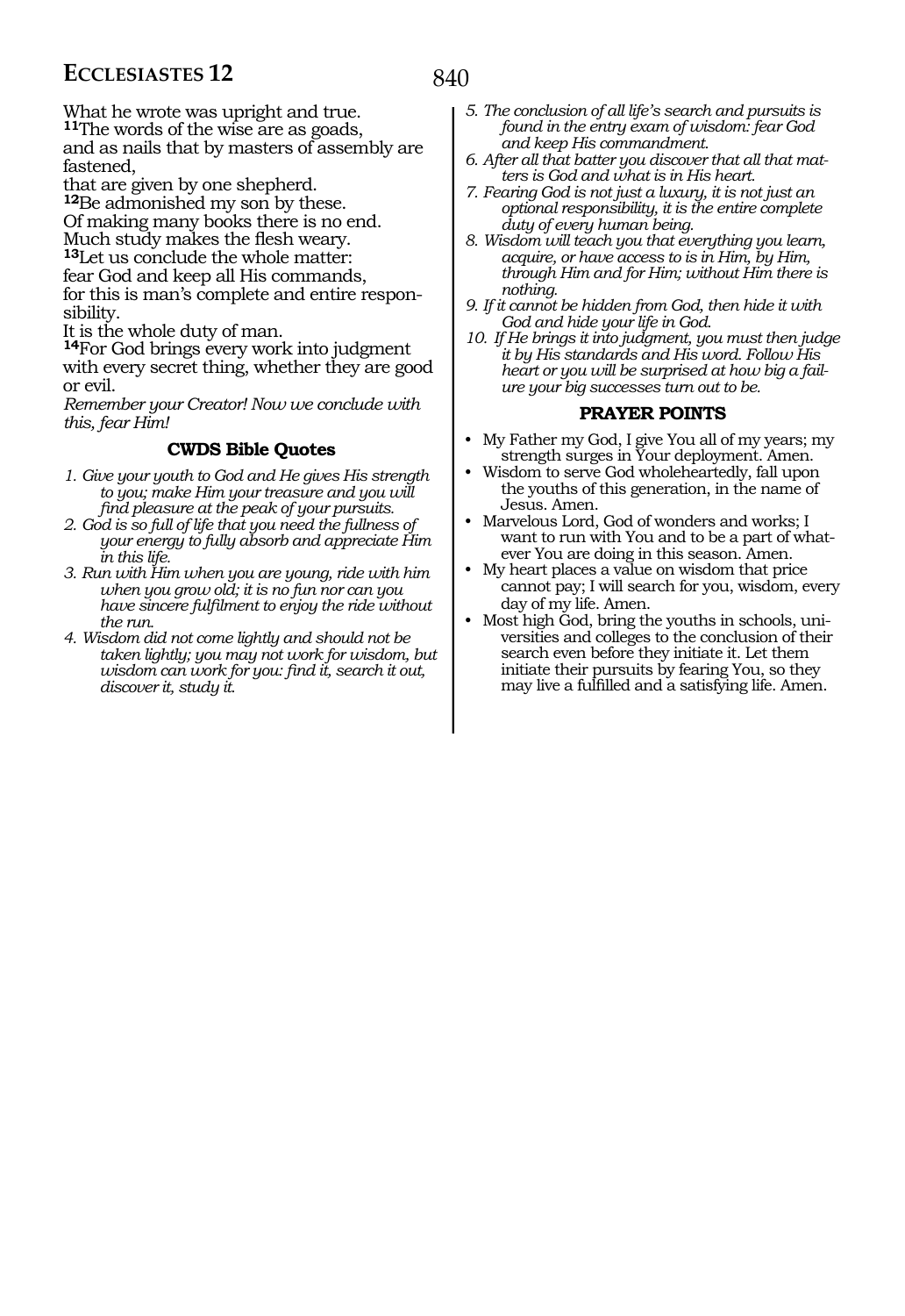What he wrote was upright and true.
**11**The words of the wise are as goads,
and as nails that by masters of assembly are fastened,
that are given by one shepherd.
**12**Be admonished my son by these.
Of making many books there is no end.
Much study makes the flesh weary.
**13**Let us conclude the whole matter:
fear God and keep all His commands,
for this is man's complete and entire responsibility.
It is the whole duty of man.
**14**For God brings every work into judgment with every secret thing, whether they are good or evil.

*Remember your Creator! Now we conclude with this, fear Him!*

### CWDS Bible Quotes

1. *Give your youth to God and He gives His strength to you; make Him your treasure and you will find pleasure at the peak of your pursuits.*
2. *God is so full of life that you need the fullness of your energy to fully absorb and appreciate Him in this life.*
3. *Run with Him when you are young, ride with him when you grow old; it is no fun nor can you have sincere fulfilment to enjoy the ride without the run.*
4. *Wisdom did not come lightly and should not be taken lightly; you may not work for wisdom, but wisdom can work for you: find it, search it out, discover it, study it.*
5. *The conclusion of all life's search and pursuits is found in the entry exam of wisdom: fear God and keep His commandment.*
6. *After all that batter you discover that all that matters is God and what is in His heart.*
7. *Fearing God is not just a luxury, it is not just an optional responsibility, it is the entire complete duty of every human being.*
8. *Wisdom will teach you that everything you learn, acquire, or have access to is in Him, by Him, through Him and for Him; without Him there is nothing.*
9. *If it cannot be hidden from God, then hide it with God and hide your life in God.*
10. *If He brings it into judgment, you must then judge it by His standards and His word. Follow His heart or you will be surprised at how big a failure your big successes turn out to be.*

### PRAYER POINTS

- My Father my God, I give You all of my years; my strength surges in Your deployment. Amen.
- Wisdom to serve God wholeheartedly, fall upon the youths of this generation, in the name of Jesus. Amen.
- Marvelous Lord, God of wonders and works; I want to run with You and to be a part of whatever You are doing in this season. Amen.
- My heart places a value on wisdom that price cannot pay; I will search for you, wisdom, every day of my life. Amen.
- Most high God, bring the youths in schools, universities and colleges to the conclusion of their search even before they initiate it. Let them initiate their pursuits by fearing You, so they may live a fulfilled and a satisfying life. Amen.